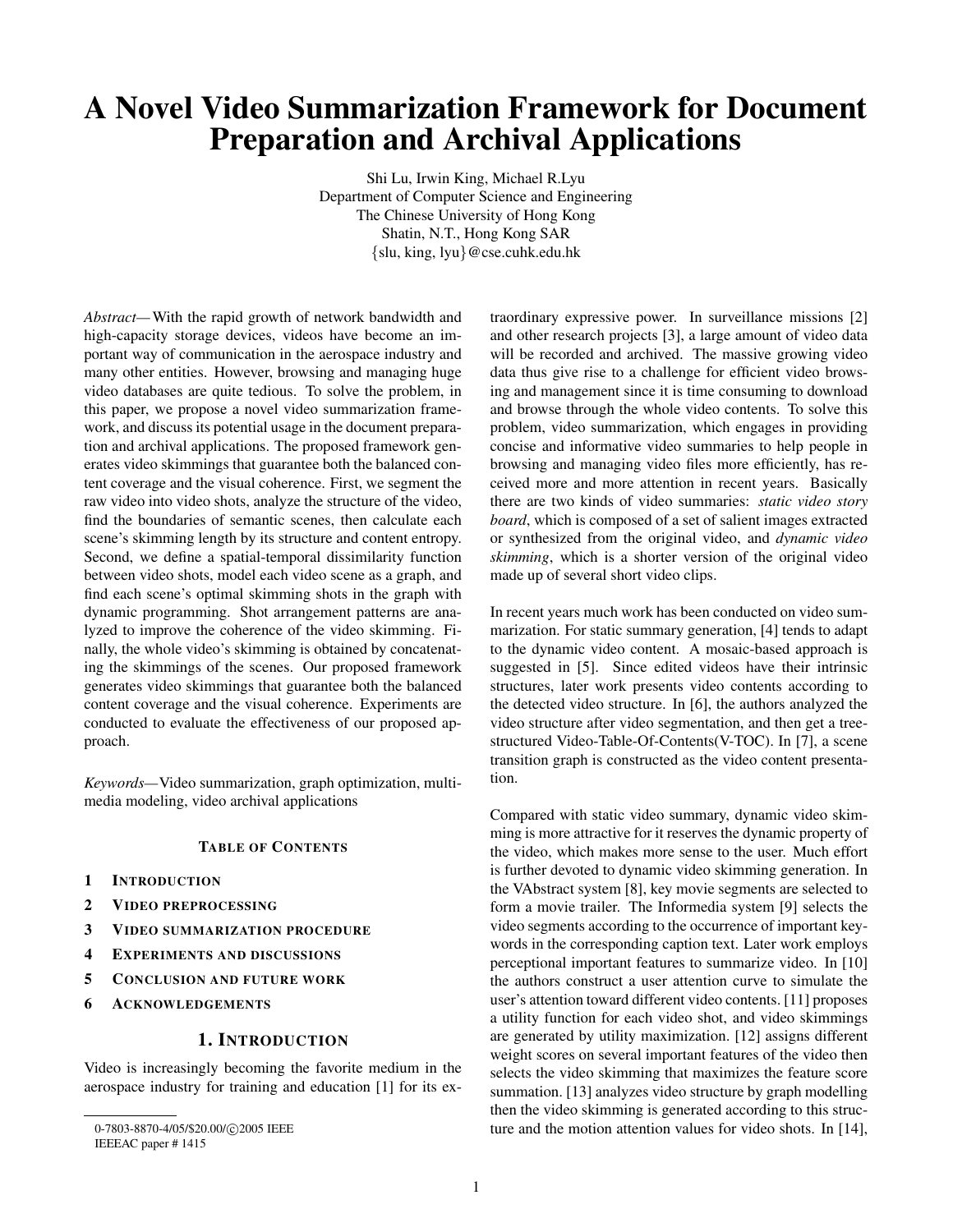# A Novel Video Summarization Framework for Document Preparation and Archival Applications

Shi Lu, Irwin King, Michael R.Lyu
Department of Computer Science and Engineering
The Chinese University of Hong Kong
Shatin, N.T., Hong Kong SAR
{slu, king, lyu}@cse.cuhk.edu.hk

*Abstract*—With the rapid growth of network bandwidth and high-capacity storage devices, videos have become an important way of communication in the aerospace industry and many other entities. However, browsing and managing huge video databases are quite tedious. To solve the problem, in this paper, we propose a novel video summarization framework, and discuss its potential usage in the document preparation and archival applications. The proposed framework generates video skimmings that guarantee both the balanced content coverage and the visual coherence. First, we segment the raw video into video shots, analyze the structure of the video, find the boundaries of semantic scenes, then calculate each scene's skimming length by its structure and content entropy. Second, we define a spatial-temporal dissimilarity function between video shots, model each video scene as a graph, and find each scene's optimal skimming shots in the graph with dynamic programming. Shot arrangement patterns are analyzed to improve the coherence of the video skimming. Finally, the whole video's skimming is obtained by concatenating the skimmings of the scenes. Our proposed framework generates video skimmings that guarantee both the balanced content coverage and the visual coherence. Experiments are conducted to evaluate the effectiveness of our proposed approach.

*Keywords*—Video summarization, graph optimization, multimedia modeling, video archival applications

#### TABLE OF CONTENTS

1. INTRODUCTION
2. VIDEO PREPROCESSING
3. VIDEO SUMMARIZATION PROCEDURE
4. EXPERIMENTS AND DISCUSSIONS
5. CONCLUSION AND FUTURE WORK
6. ACKNOWLEDGEMENTS

## 1. INTRODUCTION

Video is increasingly becoming the favorite medium in the aerospace industry for training and education [1] for its extraordinary expressive power. In surveillance missions [2] and other research projects [3], a large amount of video data will be recorded and archived. The massive growing video data thus give rise to a challenge for efficient video browsing and management since it is time consuming to download and browse through the whole video contents. To solve this problem, video summarization, which engages in providing concise and informative video summaries to help people in browsing and managing video files more efficiently, has received more and more attention in recent years. Basically there are two kinds of video summaries: *static video story board*, which is composed of a set of salient images extracted or synthesized from the original video, and *dynamic video skimming*, which is a shorter version of the original video made up of several short video clips.

In recent years much work has been conducted on video summarization. For static summary generation, [4] tends to adapt to the dynamic video content. A mosaic-based approach is suggested in [5]. Since edited videos have their intrinsic structures, later work presents video contents according to the detected video structure. In [6], the authors analyzed the video structure after video segmentation, and then get a tree-structured Video-Table-Of-Contents(V-TOC). In [7], a scene transition graph is constructed as the video content presentation.

Compared with static video summary, dynamic video skimming is more attractive for it reserves the dynamic property of the video, which makes more sense to the user. Much effort is further devoted to dynamic video skimming generation. In the VAbstract system [8], key movie segments are selected to form a movie trailer. The Informedia system [9] selects the video segments according to the occurrence of important keywords in the corresponding caption text. Later work employs perceptional important features to summarize video. In [10] the authors construct a user attention curve to simulate the user's attention toward different video contents. [11] proposes a utility function for each video shot, and video skimmings are generated by utility maximization. [12] assigns different weight scores on several important features of the video then selects the video skimming that maximizes the feature score summation. [13] analyzes video structure by graph modelling then the video skimming is generated according to this structure and the motion attention values for video shots. In [14],

0-7803-8870-4/05/$20.00/©2005 IEEE
IEEEAC paper # 1415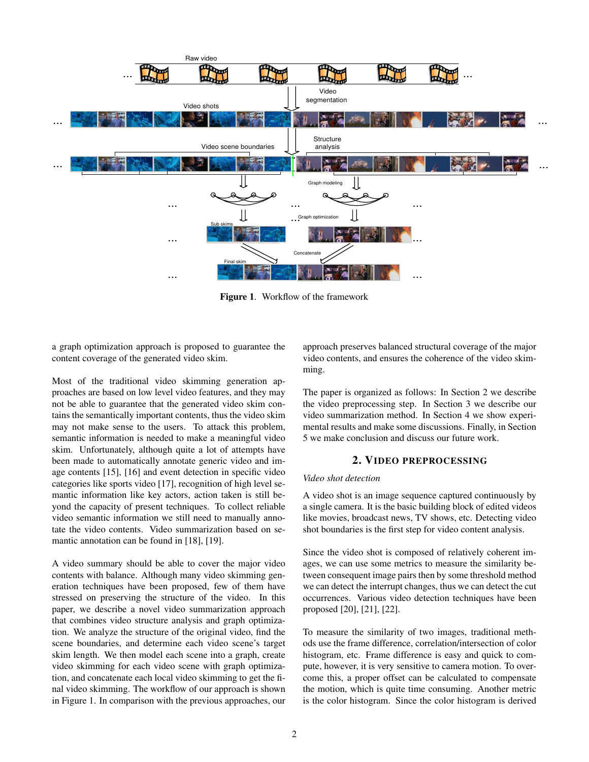Figure 1. Workflow of the framework

a graph optimization approach is proposed to guarantee the content coverage of the generated video skim.

Most of the traditional video skimming generation approaches are based on low level video features, and they may not be able to guarantee that the generated video skim contains the semantically important contents, thus the video skim may not make sense to the users. To attack this problem, semantic information is needed to make a meaningful video skim. Unfortunately, although quite a lot of attempts have been made to automatically annotate generic video and image contents [15], [16] and event detection in specific video categories like sports video [17], recognition of high level semantic information like key actors, action taken is still beyond the capacity of present techniques. To collect reliable video semantic information we still need to manually annotate the video contents. Video summarization based on semantic annotation can be found in [18], [19].

A video summary should be able to cover the major video contents with balance. Although many video skimming generation techniques have been proposed, few of them have stressed on preserving the structure of the video. In this paper, we describe a novel video summarization approach that combines video structure analysis and graph optimization. We analyze the structure of the original video, find the scene boundaries, and determine each video scene's target skim length. We then model each scene into a graph, create video skimming for each video scene with graph optimization, and concatenate each local video skimming to get the final video skimming. The workflow of our approach is shown in Figure 1. In comparison with the previous approaches, our approach preserves balanced structural coverage of the major video contents, and ensures the coherence of the video skimming.

The paper is organized as follows: In Section 2 we describe the video preprocessing step. In Section 3 we describe our video summarization method. In Section 4 we show experimental results and make some discussions. Finally, in Section 5 we make conclusion and discuss our future work.

## 2. Video Preprocessing

*Video shot detection*

A video shot is an image sequence captured continuously by a single camera. It is the basic building block of edited videos like movies, broadcast news, TV shows, etc. Detecting video shot boundaries is the first step for video content analysis.

Since the video shot is composed of relatively coherent images, we can use some metrics to measure the similarity between consequent image pairs then by some threshold method we can detect the interrupt changes, thus we can detect the cut occurrences. Various video detection techniques have been proposed [20], [21], [22].

To measure the similarity of two images, traditional methods use the frame difference, correlation/intersection of color histogram, etc. Frame difference is easy and quick to compute, however, it is very sensitive to camera motion. To overcome this, a proper offset can be calculated to compensate the motion, which is quite time consuming. Another metric is the color histogram. Since the color histogram is derived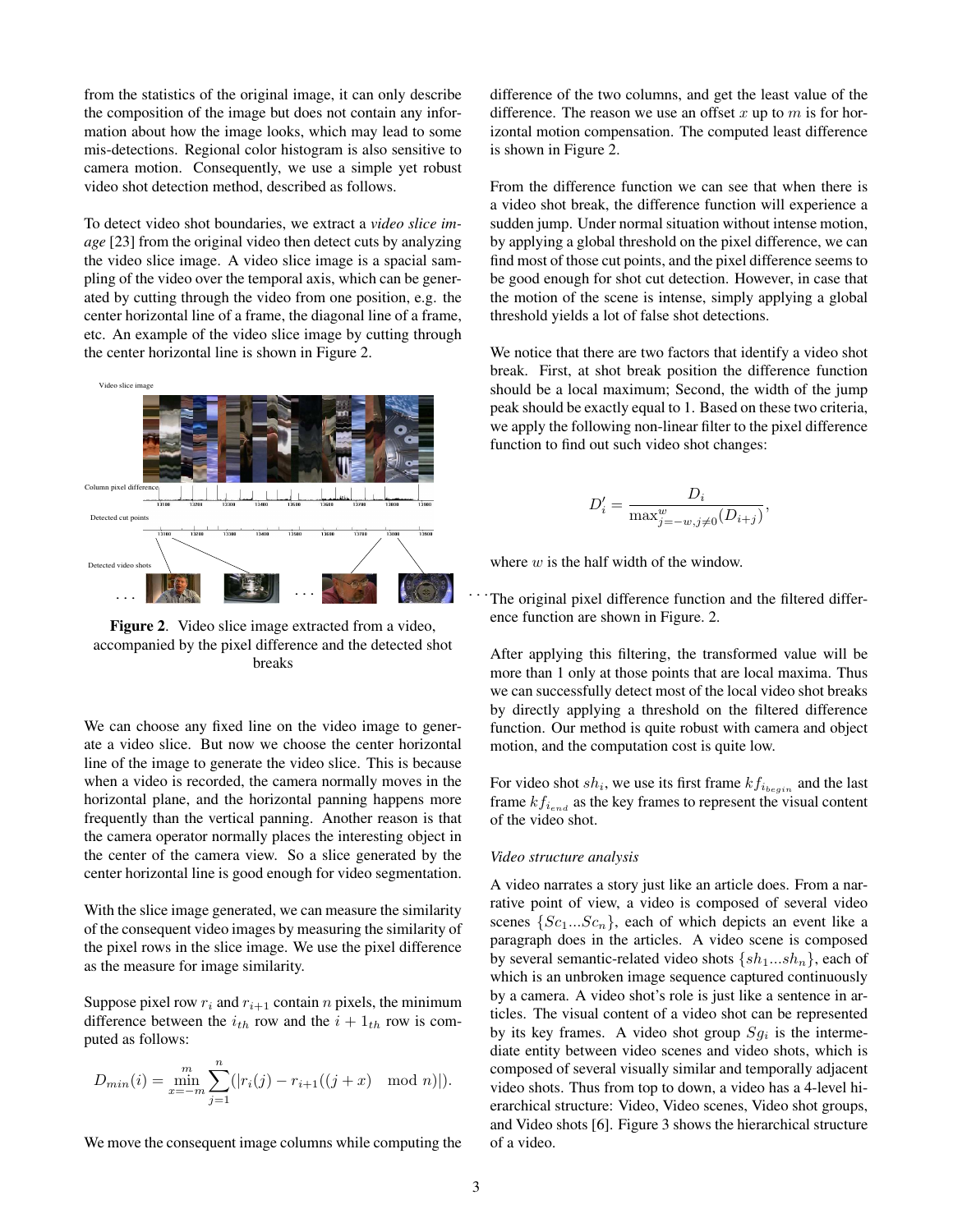from the statistics of the original image, it can only describe the composition of the image but does not contain any information about how the image looks, which may lead to some mis-detections. Regional color histogram is also sensitive to camera motion. Consequently, we use a simple yet robust video shot detection method, described as follows.

To detect video shot boundaries, we extract a *video slice image* [23] from the original video then detect cuts by analyzing the video slice image. A video slice image is a spacial sampling of the video over the temporal axis, which can be generated by cutting through the video from one position, e.g. the center horizontal line of a frame, the diagonal line of a frame, etc. An example of the video slice image by cutting through the center horizontal line is shown in Figure 2.

**Figure 2**. Video slice image extracted from a video, accompanied by the pixel difference and the detected shot breaks

We can choose any fixed line on the video image to generate a video slice. But now we choose the center horizontal line of the image to generate the video slice. This is because when a video is recorded, the camera normally moves in the horizontal plane, and the horizontal panning happens more frequently than the vertical panning. Another reason is that the camera operator normally places the interesting object in the center of the camera view. So a slice generated by the center horizontal line is good enough for video segmentation.

With the slice image generated, we can measure the similarity of the consequent video images by measuring the similarity of the pixel rows in the slice image. We use the pixel difference as the measure for image similarity.

Suppose pixel row $r_i$ and $r_{i+1}$ contain $n$ pixels, the minimum difference between the $i_{th}$ row and the $i+1_{th}$ row is computed as follows:

$$D_{min}(i) = \min_{x=-m}^{m} \sum_{j=1}^{n} (|r_i(j) - r_{i+1}((j+x) \mod n)|).$$

We move the consequent image columns while computing the difference of the two columns, and get the least value of the difference. The reason we use an offset $x$ up to $m$ is for horizontal motion compensation. The computed least difference is shown in Figure 2.

From the difference function we can see that when there is a video shot break, the difference function will experience a sudden jump. Under normal situation without intense motion, by applying a global threshold on the pixel difference, we can find most of those cut points, and the pixel difference seems to be good enough for shot cut detection. However, in case that the motion of the scene is intense, simply applying a global threshold yields a lot of false shot detections.

We notice that there are two factors that identify a video shot break. First, at shot break position the difference function should be a local maximum; Second, the width of the jump peak should be exactly equal to 1. Based on these two criteria, we apply the following non-linear filter to the pixel difference function to find out such video shot changes:

$$D'_i = \frac{D_i}{\max_{j=-w, j\neq 0}^{w}(D_{i+j})},$$

where $w$ is the half width of the window.

The original pixel difference function and the filtered difference function are shown in Figure. 2.

After applying this filtering, the transformed value will be more than 1 only at those points that are local maxima. Thus we can successfully detect most of the local video shot breaks by directly applying a threshold on the filtered difference function. Our method is quite robust with camera and object motion, and the computation cost is quite low.

For video shot $sh_i$, we use its first frame $kf_{i_{begin}}$ and the last frame $kf_{i_{end}}$ as the key frames to represent the visual content of the video shot.

*Video structure analysis*

A video narrates a story just like an article does. From a narrative point of view, a video is composed of several video scenes $\{Sc_1...Sc_n\}$, each of which depicts an event like a paragraph does in the articles. A video scene is composed by several semantic-related video shots $\{sh_1...sh_n\}$, each of which is an unbroken image sequence captured continuously by a camera. A video shot's role is just like a sentence in articles. The visual content of a video shot can be represented by its key frames. A video shot group $Sg_i$ is the intermediate entity between video scenes and video shots, which is composed of several visually similar and temporally adjacent video shots. Thus from top to down, a video has a 4-level hierarchical structure: Video, Video scenes, Video shot groups, and Video shots [6]. Figure 3 shows the hierarchical structure of a video.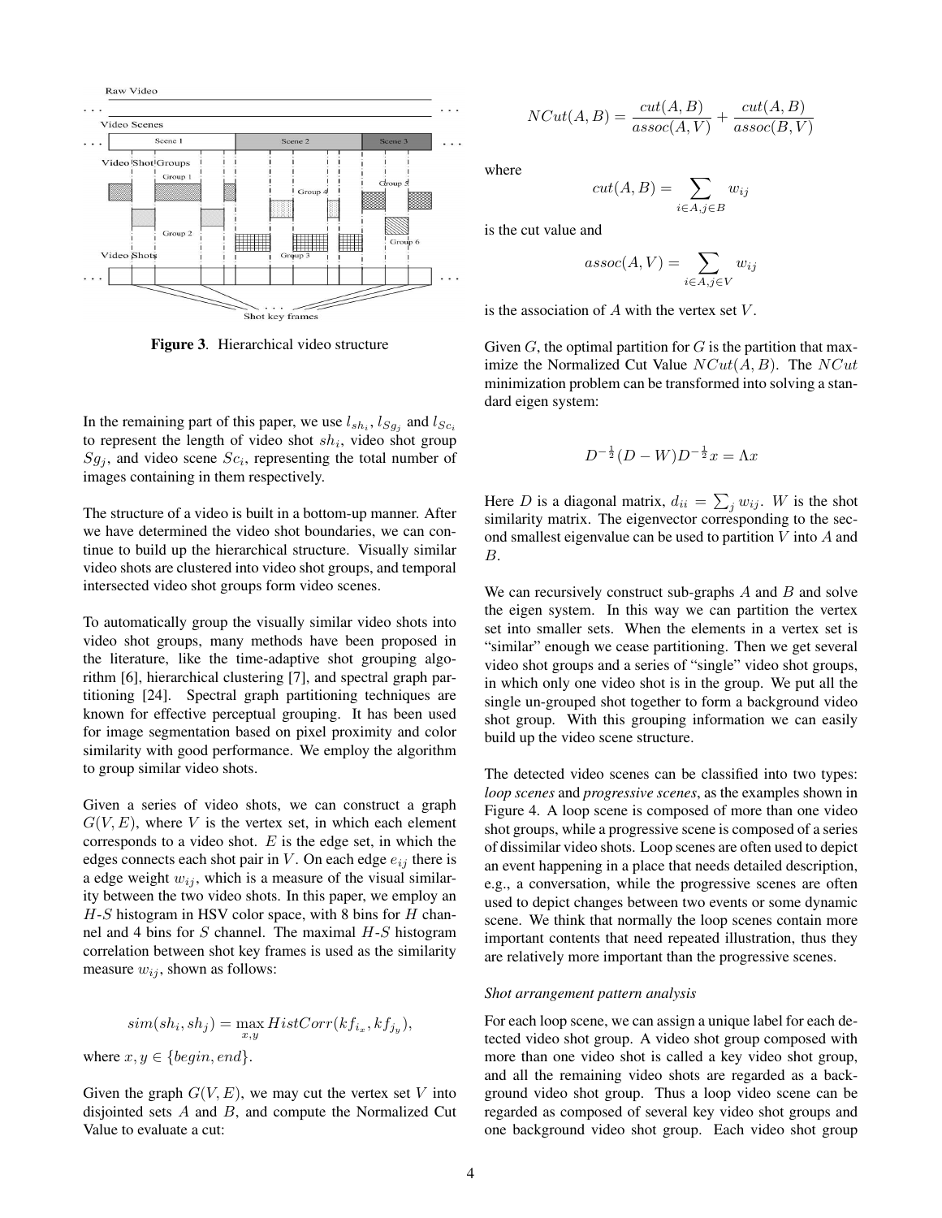**Figure 3**. Hierarchical video structure

In the remaining part of this paper, we use $l_{sh_i}$, $l_{Sg_j}$ and $l_{Sc_i}$ to represent the length of video shot $sh_i$, video shot group $Sg_j$, and video scene $Sc_i$, representing the total number of images containing in them respectively.

The structure of a video is built in a bottom-up manner. After we have determined the video shot boundaries, we can continue to build up the hierarchical structure. Visually similar video shots are clustered into video shot groups, and temporal intersected video shot groups form video scenes.

To automatically group the visually similar video shots into video shot groups, many methods have been proposed in the literature, like the time-adaptive shot grouping algorithm [6], hierarchical clustering [7], and spectral graph partitioning [24]. Spectral graph partitioning techniques are known for effective perceptual grouping. It has been used for image segmentation based on pixel proximity and color similarity with good performance. We employ the algorithm to group similar video shots.

Given a series of video shots, we can construct a graph $G(V, E)$, where $V$ is the vertex set, in which each element corresponds to a video shot. $E$ is the edge set, in which the edges connects each shot pair in $V$. On each edge $e_{ij}$ there is a edge weight $w_{ij}$, which is a measure of the visual similarity between the two video shots. In this paper, we employ an $H$-$S$ histogram in HSV color space, with 8 bins for $H$ channel and 4 bins for $S$ channel. The maximal $H$-$S$ histogram correlation between shot key frames is used as the similarity measure $w_{ij}$, shown as follows:

$$sim(sh_i, sh_j) = \max_{x,y} HistCorr(kf_{i_x}, kf_{j_y}),$$

where $x, y \in \{begin, end\}$.

Given the graph $G(V, E)$, we may cut the vertex set $V$ into disjointed sets $A$ and $B$, and compute the Normalized Cut Value to evaluate a cut:

$$NCut(A, B) = \frac{cut(A, B)}{assoc(A, V)} + \frac{cut(A, B)}{assoc(B, V)}$$

where

$$cut(A, B) = \sum_{i \in A, j \in B} w_{ij}$$

is the cut value and

$$assoc(A, V) = \sum_{i \in A, j \in V} w_{ij}$$

is the association of $A$ with the vertex set $V$.

Given $G$, the optimal partition for $G$ is the partition that maximize the Normalized Cut Value $NCut(A, B)$. The $NCut$ minimization problem can be transformed into solving a standard eigen system:

$$D^{-\frac{1}{2}}(D - W)D^{-\frac{1}{2}}x = \Lambda x$$

Here $D$ is a diagonal matrix, $d_{ii} = \sum_j w_{ij}$. $W$ is the shot similarity matrix. The eigenvector corresponding to the second smallest eigenvalue can be used to partition $V$ into $A$ and $B$.

We can recursively construct sub-graphs $A$ and $B$ and solve the eigen system. In this way we can partition the vertex set into smaller sets. When the elements in a vertex set is "similar" enough we cease partitioning. Then we get several video shot groups and a series of "single" video shot groups, in which only one video shot is in the group. We put all the single un-grouped shot together to form a background video shot group. With this grouping information we can easily build up the video scene structure.

The detected video scenes can be classified into two types: *loop scenes* and *progressive scenes*, as the examples shown in Figure 4. A loop scene is composed of more than one video shot groups, while a progressive scene is composed of a series of dissimilar video shots. Loop scenes are often used to depict an event happening in a place that needs detailed description, e.g., a conversation, while the progressive scenes are often used to depict changes between two events or some dynamic scene. We think that normally the loop scenes contain more important contents that need repeated illustration, thus they are relatively more important than the progressive scenes.

*Shot arrangement pattern analysis*

For each loop scene, we can assign a unique label for each detected video shot group. A video shot group composed with more than one video shot is called a key video shot group, and all the remaining video shots are regarded as a background video shot group. Thus a loop video scene can be regarded as composed of several key video shot groups and one background video shot group. Each video shot group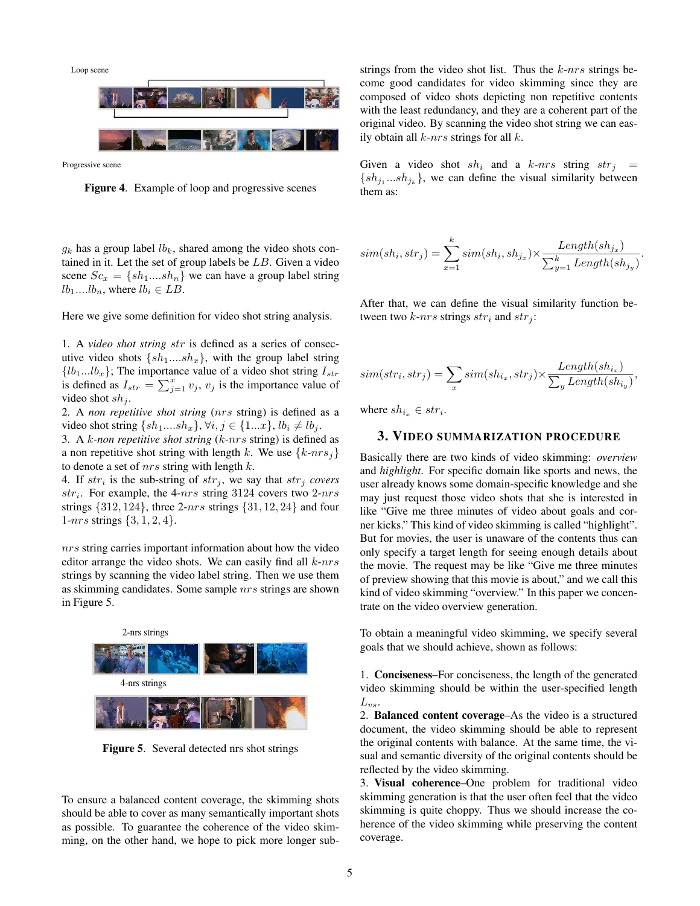Loop scene

Progressive scene

**Figure 4**. Example of loop and progressive scenes

$g_k$ has a group label $lb_k$, shared among the video shots contained in it. Let the set of group labels be $LB$. Given a video scene $Sc_x = \{sh_1....sh_n\}$ we can have a group label string $lb_1....lb_n$, where $lb_i \in LB$.

Here we give some definition for video shot string analysis.

1. A *video shot string* $str$ is defined as a series of consecutive video shots $\{sh_1....sh_x\}$, with the group label string $\{lb_1...lb_x\}$; The importance value of a video shot string $I_{str}$ is defined as $I_{str} = \sum_{j=1}^{x} v_j$, $v_j$ is the importance value of video shot $sh_j$.
2. A *non repetitive shot string* ($nrs$ string) is defined as a video shot string $\{sh_1....sh_x\}$, $\forall i, j \in \{1...x\}$, $lb_i \neq lb_j$.
3. A $k$-*non repetitive shot string* ($k$-$nrs$ string) is defined as a non repetitive shot string with length $k$. We use $\{k\text{-}nrs_j\}$ to denote a set of $nrs$ string with length $k$.
4. If $str_i$ is the sub-string of $str_j$, we say that $str_j$ *covers* $str_i$. For example, the 4-$nrs$ string 3124 covers two 2-$nrs$ strings $\{312, 124\}$, three 2-$nrs$ strings $\{31, 12, 24\}$ and four 1-$nrs$ strings $\{3, 1, 2, 4\}$.

$nrs$ string carries important information about how the video editor arrange the video shots. We can easily find all $k$-$nrs$ strings by scanning the video label string. Then we use them as skimming candidates. Some sample $nrs$ strings are shown in Figure 5.

2-nrs strings

4-nrs strings

**Figure 5**. Several detected nrs shot strings

To ensure a balanced content coverage, the skimming shots should be able to cover as many semantically important shots as possible. To guarantee the coherence of the video skimming, on the other hand, we hope to pick more longer substrings from the video shot list. Thus the $k$-$nrs$ strings become good candidates for video skimming since they are composed of video shots depicting non repetitive contents with the least redundancy, and they are a coherent part of the original video. By scanning the video shot string we can easily obtain all $k$-$nrs$ strings for all $k$.

Given a video shot $sh_i$ and a $k$-$nrs$ string $str_j = \{sh_{j_1}...sh_{j_k}\}$, we can define the visual similarity between them as:

$$sim(sh_i, str_j) = \sum_{x=1}^{k} sim(sh_i, sh_{j_x}) \times \frac{Length(sh_{j_x})}{\sum_{y=1}^{k} Length(sh_{j_y})}.$$

After that, we can define the visual similarity function between two $k$-$nrs$ strings $str_i$ and $str_j$:

$$sim(str_i, str_j) = \sum_{x} sim(sh_{i_x}, str_j) \times \frac{Length(sh_{i_x})}{\sum_{y} Length(sh_{i_y})},$$

where $sh_{i_x} \in str_i$.

## 3. Video Summarization Procedure

Basically there are two kinds of video skimming: *overview* and *highlight*. For specific domain like sports and news, the user already knows some domain-specific knowledge and she may just request those video shots that she is interested in like "Give me three minutes of video about goals and corner kicks." This kind of video skimming is called "highlight". But for movies, the user is unaware of the contents thus can only specify a target length for seeing enough details about the movie. The request may be like "Give me three minutes of preview showing that this movie is about," and we call this kind of video skimming "overview." In this paper we concentrate on the video overview generation.

To obtain a meaningful video skimming, we specify several goals that we should achieve, shown as follows:

1. **Conciseness**–For conciseness, the length of the generated video skimming should be within the user-specified length $L_{vs}$.
2. **Balanced content coverage**–As the video is a structured document, the video skimming should be able to represent the original contents with balance. At the same time, the visual and semantic diversity of the original contents should be reflected by the video skimming.
3. **Visual coherence**–One problem for traditional video skimming generation is that the user often feel that the video skimming is quite choppy. Thus we should increase the coherence of the video skimming while preserving the content coverage.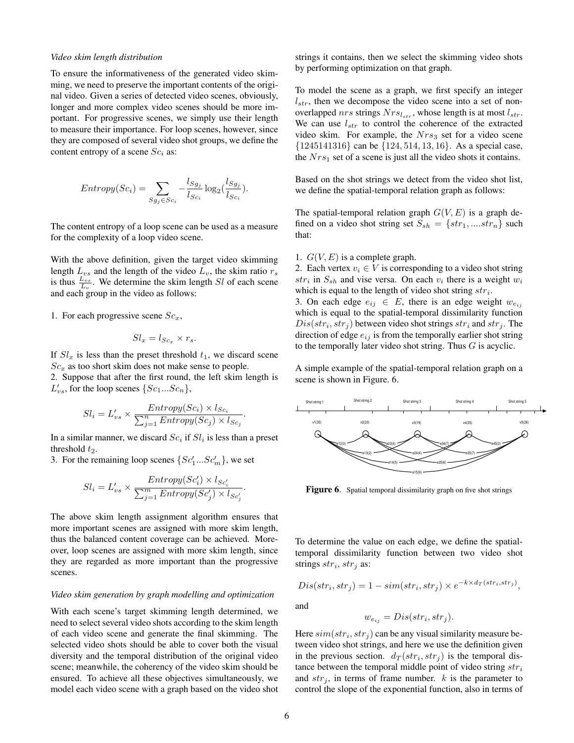*Video skim length distribution*

To ensure the informativeness of the generated video skimming, we need to preserve the important contents of the original video. Given a series of detected video scenes, obviously, longer and more complex video scenes should be more important. For progressive scenes, we simply use their length to measure their importance. For loop scenes, however, since they are composed of several video shot groups, we define the content entropy of a scene $Sc_i$ as:

$$Entropy(Sc_i) = \sum_{Sg_j \in Sc_i} -\frac{l_{Sg_j}}{l_{Sc_i}} \log_2(\frac{l_{Sg_j}}{l_{Sc_i}}).$$

The content entropy of a loop scene can be used as a measure for the complexity of a loop video scene.

With the above definition, given the target video skimming length $L_{vs}$ and the length of the video $L_v$, the skim ratio $r_s$ is thus $\frac{L_{vs}}{L_v}$. We determine the skim length $Sl$ of each scene and each group in the video as follows:

1. For each progressive scene $Sc_x$,

$$Sl_x = l_{Sc_x} \times r_s.$$

If $Sl_x$ is less than the preset threshold $t_1$, we discard scene $Sc_x$ as too short skim does not make sense to people.
2. Suppose that after the first round, the left skim length is $L'_{vs}$, for the loop scenes $\{Sc_1...Sc_n\}$,

$$Sl_i = L'_{vs} \times \frac{Entropy(Sc_i) \times l_{Sc_i}}{\sum_{j=1}^{n} Entropy(Sc_j) \times l_{Sc_j}}.$$

In a similar manner, we discard $Sc_i$ if $Sl_i$ is less than a preset threshold $t_2$.
3. For the remaining loop scenes $\{Sc'_1...Sc'_m\}$, we set

$$Sl_i = L'_{vs} \times \frac{Entropy(Sc'_i) \times l_{Sc'_i}}{\sum_{j=1}^{m} Entropy(Sc'_j) \times l_{Sc'_j}}.$$

The above skim length assignment algorithm ensures that more important scenes are assigned with more skim length, thus the balanced content coverage can be achieved. Moreover, loop scenes are assigned with more skim length, since they are regarded as more important than the progressive scenes.

*Video skim generation by graph modelling and optimization*

With each scene's target skimming length determined, we need to select several video shots according to the skim length of each video scene and generate the final skimming. The selected video shots should be able to cover both the visual diversity and the temporal distribution of the original video scene; meanwhile, the coherency of the video skim should be ensured. To achieve all these objectives simultaneously, we model each video scene with a graph based on the video shot strings it contains, then we select the skimming video shots by performing optimization on that graph.

To model the scene as a graph, we first specify an integer $l_{str}$, then we decompose the video scene into a set of non-overlapped $nrs$ strings $Nrs_{l_{str}}$, whose length is at most $l_{str}$. We can use $l_{str}$ to control the coherence of the extracted video skim. For example, the $Nrs_3$ set for a video scene $\{1245141316\}$ can be $\{124, 514, 13, 16\}$. As a special case, the $Nrs_1$ set of a scene is just all the video shots it contains.

Based on the shot strings we detect from the video shot list, we define the spatial-temporal relation graph as follows:

The spatial-temporal relation graph $G(V, E)$ is a graph defined on a video shot string set $S_{sh} = \{str_1, ....str_n\}$ such that:

1. $G(V, E)$ is a complete graph.
2. Each vertex $v_i \in V$ is corresponding to a video shot string $str_i$ in $S_{sh}$ and vise versa. On each $v_i$ there is a weight $w_i$ which is equal to the length of video shot string $str_i$.
3. On each edge $e_{ij} \in E$, there is an edge weight $w_{e_{ij}}$ which is equal to the spatial-temporal dissimilarity function $Dis(str_i, str_j)$ between video shot strings $str_i$ and $str_j$. The direction of edge $e_{ij}$ is from the temporally earlier shot string to the temporally later video shot string. Thus $G$ is acyclic.

A simple example of the spatial-temporal relation graph on a scene is shown in Figure. 6.

**Figure 6**. Spatial temporal dissimilarity graph on five shot strings

To determine the value on each edge, we define the spatial-temporal dissimilarity function between two video shot strings $str_i$, $str_j$ as:

$$Dis(str_i, str_j) = 1 - sim(str_i, str_j) \times e^{-k \times d_T(str_i, str_j)},$$

and

$$w_{e_{ij}} = Dis(str_i, str_j).$$

Here $sim(str_i, str_j)$ can be any visual similarity measure between video shot strings, and here we use the definition given in the previous section. $d_T(str_i, str_j)$ is the temporal distance between the temporal middle point of video string $str_i$ and $str_j$, in terms of frame number. $k$ is the parameter to control the slope of the exponential function, also in terms of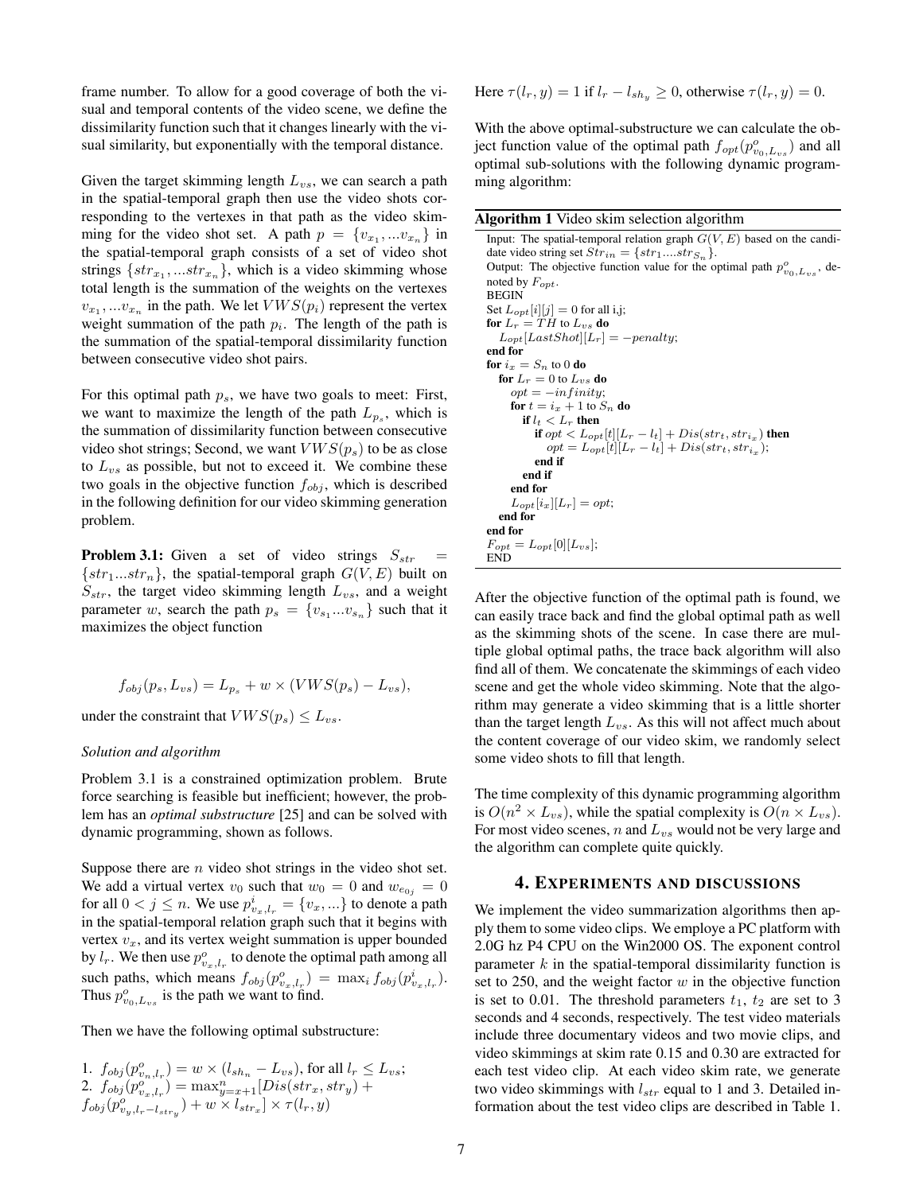frame number. To allow for a good coverage of both the visual and temporal contents of the video scene, we define the dissimilarity function such that it changes linearly with the visual similarity, but exponentially with the temporal distance.

Given the target skimming length $L_{vs}$, we can search a path in the spatial-temporal graph then use the video shots corresponding to the vertexes in that path as the video skimming for the video shot set. A path $p = \{v_{x_1}, ...v_{x_n}\}$ in the spatial-temporal graph consists of a set of video shot strings $\{str_{x_1}, ...str_{x_n}\}$, which is a video skimming whose total length is the summation of the weights on the vertexes $v_{x_1}, ...v_{x_n}$ in the path. We let $VWS(p_i)$ represent the vertex weight summation of the path $p_i$. The length of the path is the summation of the spatial-temporal dissimilarity function between consecutive video shot pairs.

For this optimal path $p_s$, we have two goals to meet: First, we want to maximize the length of the path $L_{p_s}$, which is the summation of dissimilarity function between consecutive video shot strings; Second, we want $VWS(p_s)$ to be as close to $L_{vs}$ as possible, but not to exceed it. We combine these two goals in the objective function $f_{obj}$, which is described in the following definition for our video skimming generation problem.

**Problem 3.1:** Given a set of video strings $S_{str} = \{str_1...str_n\}$, the spatial-temporal graph $G(V, E)$ built on $S_{str}$, the target video skimming length $L_{vs}$, and a weight parameter $w$, search the path $p_s = \{v_{s_1}...v_{s_n}\}$ such that it maximizes the object function

$$f_{obj}(p_s, L_{vs}) = L_{p_s} + w \times (VWS(p_s) - L_{vs}),$$

under the constraint that $VWS(p_s) \leq L_{vs}$.

*Solution and algorithm*

Problem 3.1 is a constrained optimization problem. Brute force searching is feasible but inefficient; however, the problem has an *optimal substructure* [25] and can be solved with dynamic programming, shown as follows.

Suppose there are $n$ video shot strings in the video shot set. We add a virtual vertex $v_0$ such that $w_0 = 0$ and $w_{e_{0j}} = 0$ for all $0 < j \leq n$. We use $p^i_{v_x, l_r} = \{v_x, ...\}$ to denote a path in the spatial-temporal relation graph such that it begins with vertex $v_x$, and its vertex weight summation is upper bounded by $l_r$. We then use $p^o_{v_x, l_r}$ to denote the optimal path among all such paths, which means $f_{obj}(p^o_{v_x, l_r}) = \max_i f_{obj}(p^i_{v_x, l_r})$. Thus $p^o_{v_0, L_{vs}}$ is the path we want to find.

Then we have the following optimal substructure:

1. $f_{obj}(p^o_{v_n, l_r}) = w \times (l_{sh_n} - L_{vs})$, for all $l_r \leq L_{vs}$;
2. $f_{obj}(p^o_{v_x, l_r}) = \max^n_{y=x+1}[Dis(str_x, str_y) + f_{obj}(p^o_{v_y, l_r - l_{str_y}}) + w \times l_{str_x}] \times \tau(l_r, y)$

Here $\tau(l_r, y) = 1$ if $l_r - l_{sh_y} \geq 0$, otherwise $\tau(l_r, y) = 0$.

With the above optimal-substructure we can calculate the object function value of the optimal path $f_{opt}(p^o_{v_0, L_{vs}})$ and all optimal sub-solutions with the following dynamic programming algorithm:

**Algorithm 1** Video skim selection algorithm

```
Input: The spatial-temporal relation graph G(V,E) based on the candidate video string set Str_in = {str_1....str_{S_n}}.
Output: The objective function value for the optimal path p^o_{v0,L_vs}, denoted by F_opt.
BEGIN
Set L_opt[i][j] = 0 for all i,j;
for L_r = TH to L_vs do
  L_opt[LastShot][L_r] = -penalty;
end for
for i_x = S_n to 0 do
  for L_r = 0 to L_vs do
    opt = -infinity;
    for t = i_x + 1 to S_n do
      if l_t < L_r then
        if opt < L_opt[t][L_r - l_t] + Dis(str_t, str_{i_x}) then
          opt = L_opt[t][L_r - l_t] + Dis(str_t, str_{i_x});
        end if
      end if
    end for
    L_opt[i_x][L_r] = opt;
  end for
end for
F_opt = L_opt[0][L_vs];
END
```

After the objective function of the optimal path is found, we can easily trace back and find the global optimal path as well as the skimming shots of the scene. In case there are multiple global optimal paths, the trace back algorithm will also find all of them. We concatenate the skimmings of each video scene and get the whole video skimming. Note that the algorithm may generate a video skimming that is a little shorter than the target length $L_{vs}$. As this will not affect much about the content coverage of our video skim, we randomly select some video shots to fill that length.

The time complexity of this dynamic programming algorithm is $O(n^2 \times L_{vs})$, while the spatial complexity is $O(n \times L_{vs})$. For most video scenes, $n$ and $L_{vs}$ would not be very large and the algorithm can complete quite quickly.

## 4. EXPERIMENTS AND DISCUSSIONS

We implement the video summarization algorithms then apply them to some video clips. We employ a PC platform with 2.0G hz P4 CPU on the Win2000 OS. The exponent control parameter $k$ in the spatial-temporal dissimilarity function is set to 250, and the weight factor $w$ in the objective function is set to 0.01. The threshold parameters $t_1$, $t_2$ are set to 3 seconds and 4 seconds, respectively. The test video materials include three documentary videos and two movie clips, and video skimmings at skim rate 0.15 and 0.30 are extracted for each test video clip. At each video skim rate, we generate two video skimmings with $l_{str}$ equal to 1 and 3. Detailed information about the test video clips are described in Table 1.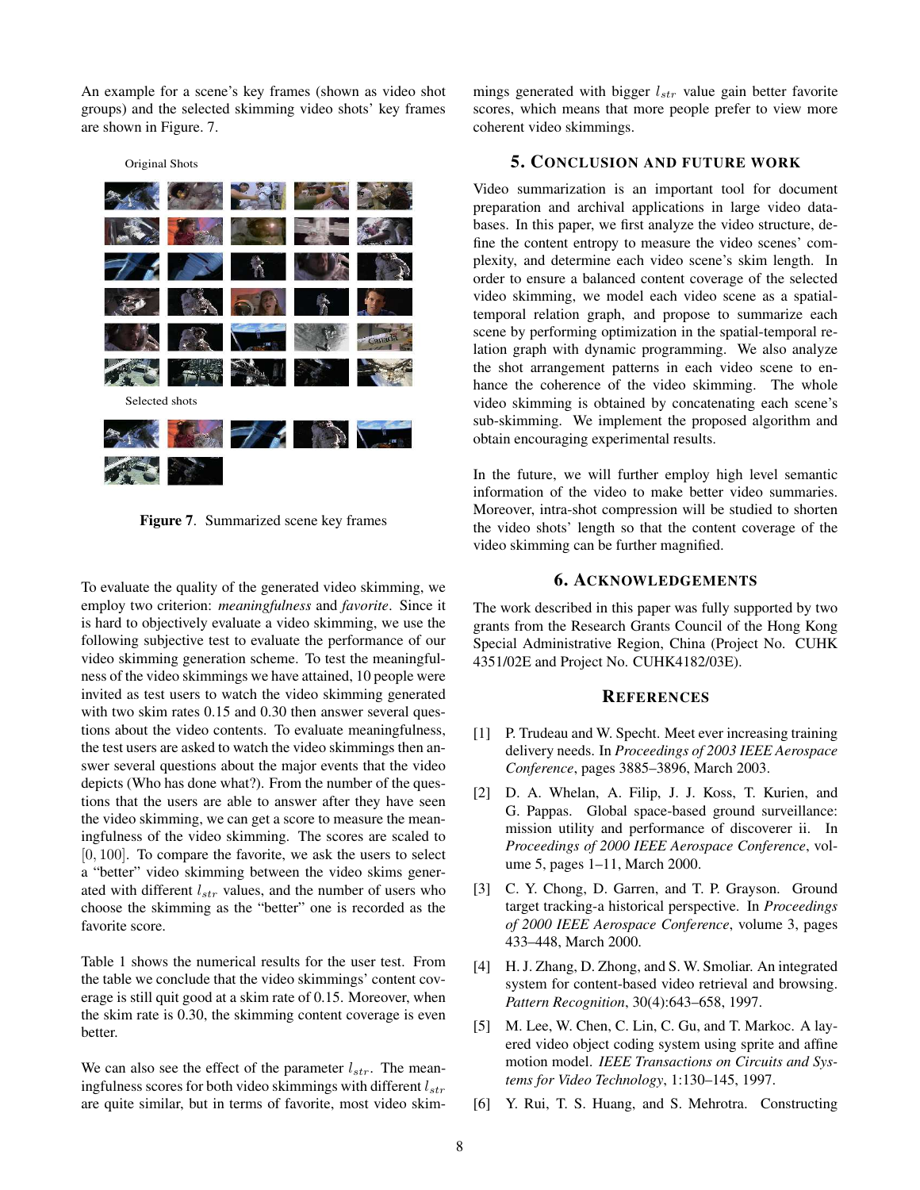An example for a scene's key frames (shown as video shot groups) and the selected skimming video shots' key frames are shown in Figure. 7.

Original Shots

Selected shots

**Figure 7**. Summarized scene key frames

To evaluate the quality of the generated video skimming, we employ two criterion: *meaningfulness* and *favorite*. Since it is hard to objectively evaluate a video skimming, we use the following subjective test to evaluate the performance of our video skimming generation scheme. To test the meaningfulness of the video skimmings we have attained, 10 people were invited as test users to watch the video skimming generated with two skim rates 0.15 and 0.30 then answer several questions about the video contents. To evaluate meaningfulness, the test users are asked to watch the video skimmings then answer several questions about the major events that the video depicts (Who has done what?). From the number of the questions that the users are able to answer after they have seen the video skimming, we can get a score to measure the meaningfulness of the video skimming. The scores are scaled to $[0, 100]$. To compare the favorite, we ask the users to select a "better" video skimming between the video skims generated with different $l_{str}$ values, and the number of users who choose the skimming as the "better" one is recorded as the favorite score.

Table 1 shows the numerical results for the user test. From the table we conclude that the video skimmings' content coverage is still quit good at a skim rate of 0.15. Moreover, when the skim rate is 0.30, the skimming content coverage is even better.

We can also see the effect of the parameter $l_{str}$. The meaningfulness scores for both video skimmings with different $l_{str}$ are quite similar, but in terms of favorite, most video skimmings generated with bigger $l_{str}$ value gain better favorite scores, which means that more people prefer to view more coherent video skimmings.

## 5. Conclusion and Future Work

Video summarization is an important tool for document preparation and archival applications in large video databases. In this paper, we first analyze the video structure, define the content entropy to measure the video scenes' complexity, and determine each video scene's skim length. In order to ensure a balanced content coverage of the selected video skimming, we model each video scene as a spatial-temporal relation graph, and propose to summarize each scene by performing optimization in the spatial-temporal relation graph with dynamic programming. We also analyze the shot arrangement patterns in each video scene to enhance the coherence of the video skimming. The whole video skimming is obtained by concatenating each scene's sub-skimming. We implement the proposed algorithm and obtain encouraging experimental results.

In the future, we will further employ high level semantic information of the video to make better video summaries. Moreover, intra-shot compression will be studied to shorten the video shots' length so that the content coverage of the video skimming can be further magnified.

## 6. Acknowledgements

The work described in this paper was fully supported by two grants from the Research Grants Council of the Hong Kong Special Administrative Region, China (Project No. CUHK 4351/02E and Project No. CUHK4182/03E).

## References

[1] P. Trudeau and W. Specht. Meet ever increasing training delivery needs. In *Proceedings of 2003 IEEE Aerospace Conference*, pages 3885–3896, March 2003.

[2] D. A. Whelan, A. Filip, J. J. Koss, T. Kurien, and G. Pappas. Global space-based ground surveillance: mission utility and performance of discoverer ii. In *Proceedings of 2000 IEEE Aerospace Conference*, volume 5, pages 1–11, March 2000.

[3] C. Y. Chong, D. Garren, and T. P. Grayson. Ground target tracking-a historical perspective. In *Proceedings of 2000 IEEE Aerospace Conference*, volume 3, pages 433–448, March 2000.

[4] H. J. Zhang, D. Zhong, and S. W. Smoliar. An integrated system for content-based video retrieval and browsing. *Pattern Recognition*, 30(4):643–658, 1997.

[5] M. Lee, W. Chen, C. Lin, C. Gu, and T. Markoc. A layered video object coding system using sprite and affine motion model. *IEEE Transactions on Circuits and Systems for Video Technology*, 1:130–145, 1997.

[6] Y. Rui, T. S. Huang, and S. Mehrotra. Constructing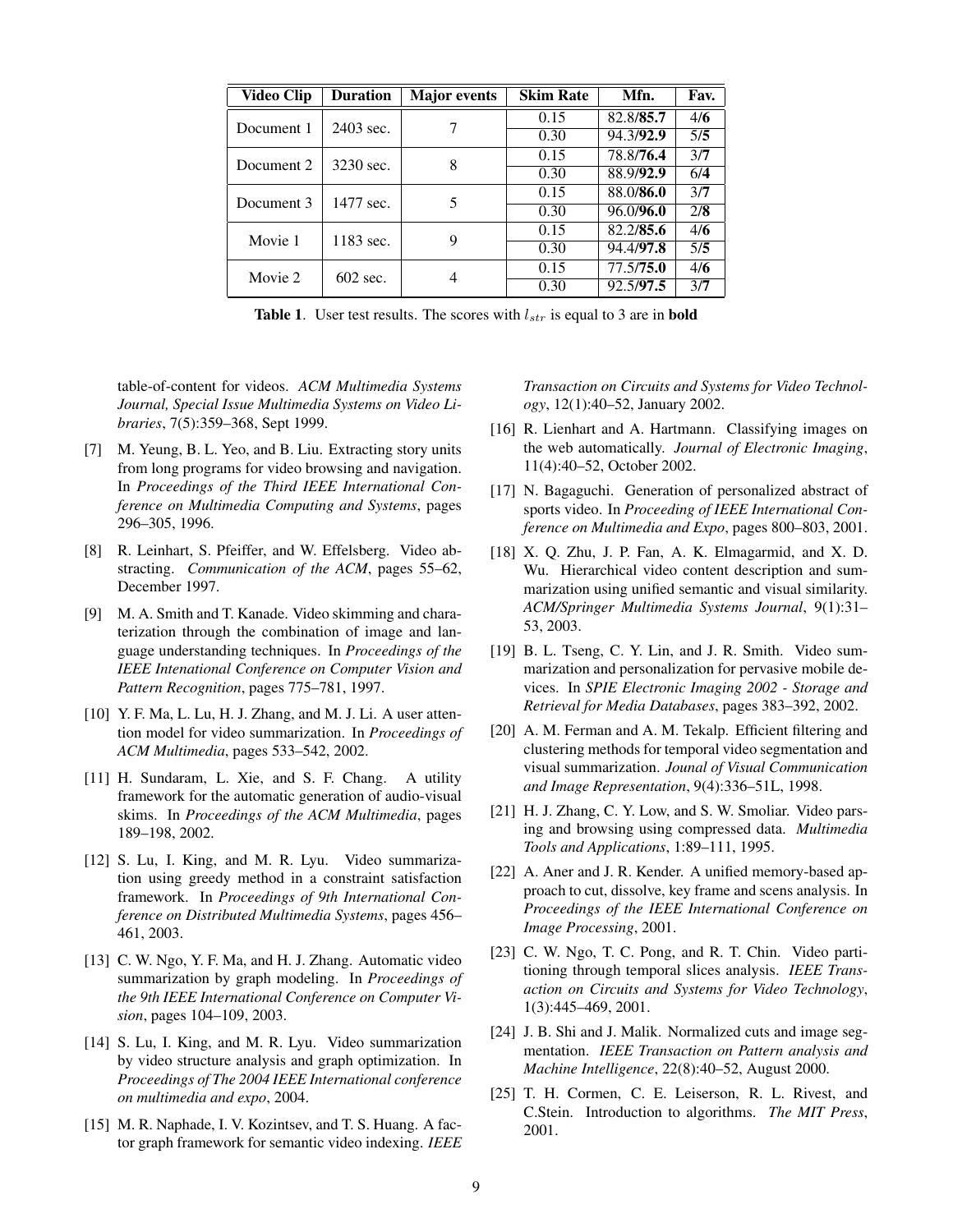| Video Clip | Duration | Major events | Skim Rate | Mfn. | Fav. |
|---|---|---|---|---|---|
| Document 1 | 2403 sec. | 7 | 0.15 | 82.8/**85.7** | 4/**6** |
| | | | 0.30 | 94.3/**92.9** | 5/**5** |
| Document 2 | 3230 sec. | 8 | 0.15 | 78.8/**76.4** | 3/**7** |
| | | | 0.30 | 88.9/**92.9** | 6/**4** |
| Document 3 | 1477 sec. | 5 | 0.15 | 88.0/**86.0** | 3/**7** |
| | | | 0.30 | 96.0/**96.0** | 2/**8** |
| Movie 1 | 1183 sec. | 9 | 0.15 | 82.2/**85.6** | 4/**6** |
| | | | 0.30 | 94.4/**97.8** | 5/**5** |
| Movie 2 | 602 sec. | 4 | 0.15 | 77.5/**75.0** | 4/**6** |
| | | | 0.30 | 92.5/**97.5** | 3/**7** |

**Table 1**. User test results. The scores with $l_{str}$ is equal to 3 are in **bold**

table-of-content for videos. *ACM Multimedia Systems Journal, Special Issue Multimedia Systems on Video Libraries*, 7(5):359–368, Sept 1999.

[7] M. Yeung, B. L. Yeo, and B. Liu. Extracting story units from long programs for video browsing and navigation. In *Proceedings of the Third IEEE International Conference on Multimedia Computing and Systems*, pages 296–305, 1996.

[8] R. Leinhart, S. Pfeiffer, and W. Effelsberg. Video abstracting. *Communication of the ACM*, pages 55–62, December 1997.

[9] M. A. Smith and T. Kanade. Video skimming and charaterization through the combination of image and language understanding techniques. In *Proceedings of the IEEE Intenational Conference on Computer Vision and Pattern Recognition*, pages 775–781, 1997.

[10] Y. F. Ma, L. Lu, H. J. Zhang, and M. J. Li. A user attention model for video summarization. In *Proceedings of ACM Multimedia*, pages 533–542, 2002.

[11] H. Sundaram, L. Xie, and S. F. Chang. A utility framework for the automatic generation of audio-visual skims. In *Proceedings of the ACM Multimedia*, pages 189–198, 2002.

[12] S. Lu, I. King, and M. R. Lyu. Video summarization using greedy method in a constraint satisfaction framework. In *Proceedings of 9th International Conference on Distributed Multimedia Systems*, pages 456–461, 2003.

[13] C. W. Ngo, Y. F. Ma, and H. J. Zhang. Automatic video summarization by graph modeling. In *Proceedings of the 9th IEEE International Conference on Computer Vision*, pages 104–109, 2003.

[14] S. Lu, I. King, and M. R. Lyu. Video summarization by video structure analysis and graph optimization. In *Proceedings of The 2004 IEEE International conference on multimedia and expo*, 2004.

[15] M. R. Naphade, I. V. Kozintsev, and T. S. Huang. A factor graph framework for semantic video indexing. *IEEE Transaction on Circuits and Systems for Video Technology*, 12(1):40–52, January 2002.

[16] R. Lienhart and A. Hartmann. Classifying images on the web automatically. *Journal of Electronic Imaging*, 11(4):40–52, October 2002.

[17] N. Bagaguchi. Generation of personalized abstract of sports video. In *Proceeding of IEEE International Conference on Multimedia and Expo*, pages 800–803, 2001.

[18] X. Q. Zhu, J. P. Fan, A. K. Elmagarmid, and X. D. Wu. Hierarchical video content description and summarization using unified semantic and visual similarity. *ACM/Springer Multimedia Systems Journal*, 9(1):31–53, 2003.

[19] B. L. Tseng, C. Y. Lin, and J. R. Smith. Video summarization and personalization for pervasive mobile devices. In *SPIE Electronic Imaging 2002 - Storage and Retrieval for Media Databases*, pages 383–392, 2002.

[20] A. M. Ferman and A. M. Tekalp. Efficient filtering and clustering methods for temporal video segmentation and visual summarization. *Jounal of Visual Communication and Image Representation*, 9(4):336–51L, 1998.

[21] H. J. Zhang, C. Y. Low, and S. W. Smoliar. Video parsing and browsing using compressed data. *Multimedia Tools and Applications*, 1:89–111, 1995.

[22] A. Aner and J. R. Kender. A unified memory-based approach to cut, dissolve, key frame and scens analysis. In *Proceedings of the IEEE International Conference on Image Processing*, 2001.

[23] C. W. Ngo, T. C. Pong, and R. T. Chin. Video partitioning through temporal slices analysis. *IEEE Transaction on Circuits and Systems for Video Technology*, 1(3):445–469, 2001.

[24] J. B. Shi and J. Malik. Normalized cuts and image segmentation. *IEEE Transaction on Pattern analysis and Machine Intelligence*, 22(8):40–52, August 2000.

[25] T. H. Cormen, C. E. Leiserson, R. L. Rivest, and C.Stein. Introduction to algorithms. *The MIT Press*, 2001.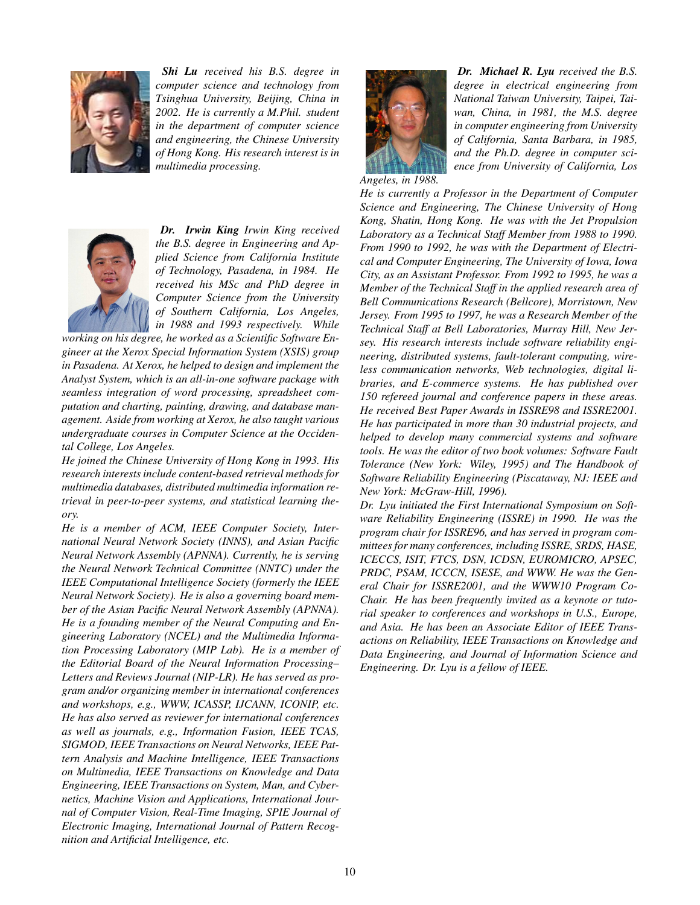***Shi Lu*** *received his B.S. degree in computer science and technology from Tsinghua University, Beijing, China in 2002. He is currently a M.Phil. student in the department of computer science and engineering, the Chinese University of Hong Kong. His research interest is in multimedia processing.*

***Dr. Irwin King*** *Irwin King received the B.S. degree in Engineering and Applied Science from California Institute of Technology, Pasadena, in 1984. He received his MSc and PhD degree in Computer Science from the University of Southern California, Los Angeles, in 1988 and 1993 respectively. While working on his degree, he worked as a Scientific Software Engineer at the Xerox Special Information System (XSIS) group in Pasadena. At Xerox, he helped to design and implement the Analyst System, which is an all-in-one software package with seamless integration of word processing, spreadsheet computation and charting, painting, drawing, and database management. Aside from working at Xerox, he also taught various undergraduate courses in Computer Science at the Occidental College, Los Angeles.*

*He joined the Chinese University of Hong Kong in 1993. His research interests include content-based retrieval methods for multimedia databases, distributed multimedia information retrieval in peer-to-peer systems, and statistical learning theory.*

*He is a member of ACM, IEEE Computer Society, International Neural Network Society (INNS), and Asian Pacific Neural Network Assembly (APNNA). Currently, he is serving the Neural Network Technical Committee (NNTC) under the IEEE Computational Intelligence Society (formerly the IEEE Neural Network Society). He is also a governing board member of the Asian Pacific Neural Network Assembly (APNNA). He is a founding member of the Neural Computing and Engineering Laboratory (NCEL) and the Multimedia Information Processing Laboratory (MIP Lab). He is a member of the Editorial Board of the Neural Information Processing–Letters and Reviews Journal (NIP-LR). He has served as program and/or organizing member in international conferences and workshops, e.g., WWW, ICASSP, IJCANN, ICONIP, etc. He has also served as reviewer for international conferences as well as journals, e.g., Information Fusion, IEEE TCAS, SIGMOD, IEEE Transactions on Neural Networks, IEEE Pattern Analysis and Machine Intelligence, IEEE Transactions on Multimedia, IEEE Transactions on Knowledge and Data Engineering, IEEE Transactions on System, Man, and Cybernetics, Machine Vision and Applications, International Journal of Computer Vision, Real-Time Imaging, SPIE Journal of Electronic Imaging, International Journal of Pattern Recognition and Artificial Intelligence, etc.*

***Dr. Michael R. Lyu*** *received the B.S. degree in electrical engineering from National Taiwan University, Taipei, Taiwan, China, in 1981, the M.S. degree in computer engineering from University of California, Santa Barbara, in 1985, and the Ph.D. degree in computer science from University of California, Los Angeles, in 1988.*

*He is currently a Professor in the Department of Computer Science and Engineering, The Chinese University of Hong Kong, Shatin, Hong Kong. He was with the Jet Propulsion Laboratory as a Technical Staff Member from 1988 to 1990. From 1990 to 1992, he was with the Department of Electrical and Computer Engineering, The University of Iowa, Iowa City, as an Assistant Professor. From 1992 to 1995, he was a Member of the Technical Staff in the applied research area of Bell Communications Research (Bellcore), Morristown, New Jersey. From 1995 to 1997, he was a Research Member of the Technical Staff at Bell Laboratories, Murray Hill, New Jersey. His research interests include software reliability engineering, distributed systems, fault-tolerant computing, wireless communication networks, Web technologies, digital libraries, and E-commerce systems. He has published over 150 refereed journal and conference papers in these areas. He received Best Paper Awards in ISSRE98 and ISSRE2001. He has participated in more than 30 industrial projects, and helped to develop many commercial systems and software tools. He was the editor of two book volumes: Software Fault Tolerance (New York: Wiley, 1995) and The Handbook of Software Reliability Engineering (Piscataway, NJ: IEEE and New York: McGraw-Hill, 1996).*

*Dr. Lyu initiated the First International Symposium on Software Reliability Engineering (ISSRE) in 1990. He was the program chair for ISSRE96, and has served in program committees for many conferences, including ISSRE, SRDS, HASE, ICECCS, ISIT, FTCS, DSN, ICDSN, EUROMICRO, APSEC, PRDC, PSAM, ICCCN, ISESE, and WWW. He was the General Chair for ISSRE2001, and the WWW10 Program Co-Chair. He has been frequently invited as a keynote or tutorial speaker to conferences and workshops in U.S., Europe, and Asia. He has been an Associate Editor of IEEE Transactions on Reliability, IEEE Transactions on Knowledge and Data Engineering, and Journal of Information Science and Engineering. Dr. Lyu is a fellow of IEEE.*